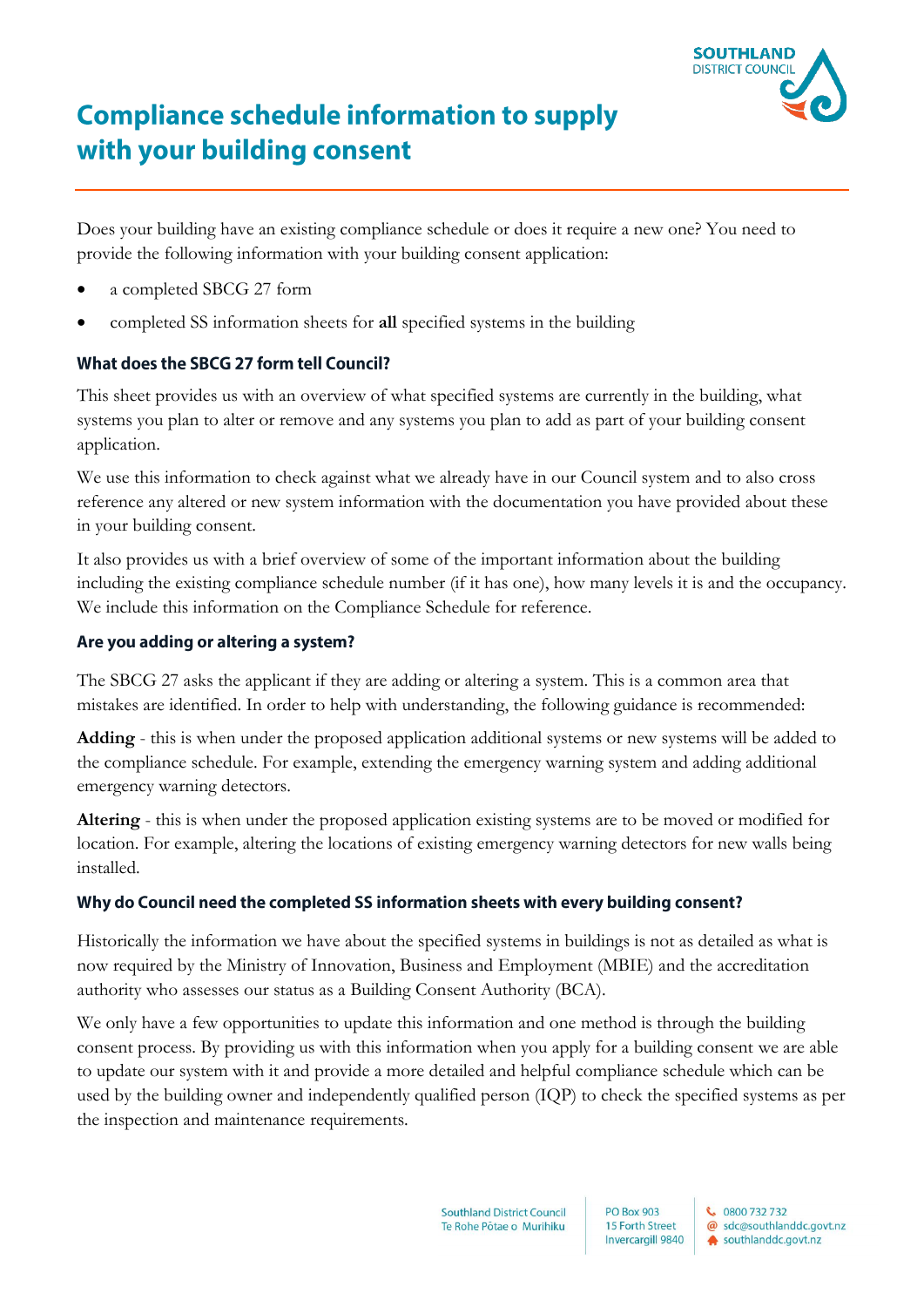# Compliance schedule information to supply with your building consent

Does your building have an existing compliance schedule or does it require a new one? You need to provide the following information with your building consent application:

- a completed SBCG 27 form
- completed SS information sheets for **all** specified systems in the building

### What does the SBCG 27 form tell Council?

This sheet provides us with an overview of what specified systems are currently in the building, what systems you plan to alter or remove and any systems you plan to add as part of your building consent application.

We use this information to check against what we already have in our Council system and to also cross reference any altered or new system information with the documentation you have provided about these in your building consent.

It also provides us with a brief overview of some of the important information about the building including the existing compliance schedule number (if it has one), how many levels it is and the occupancy. We include this information on the Compliance Schedule for reference.

### Are you adding or altering a system?

The SBCG 27 asks the applicant if they are adding or altering a system. This is a common area that mistakes are identified. In order to help with understanding, the following guidance is recommended:

**Adding** - this is when under the proposed application additional systems or new systems will be added to the compliance schedule. For example, extending the emergency warning system and adding additional emergency warning detectors.

**Altering** - this is when under the proposed application existing systems are to be moved or modified for location. For example, altering the locations of existing emergency warning detectors for new walls being installed.

### Why do Council need the completed SS information sheets with every building consent?

Historically the information we have about the specified systems in buildings is not as detailed as what is now required by the Ministry of Innovation, Business and Employment (MBIE) and the accreditation authority who assesses our status as a Building Consent Authority (BCA).

We only have a few opportunities to update this information and one method is through the building consent process. By providing us with this information when you apply for a building consent we are able to update our system with it and provide a more detailed and helpful compliance schedule which can be used by the building owner and independently qualified person (IQP) to check the specified systems as per the inspection and maintenance requirements.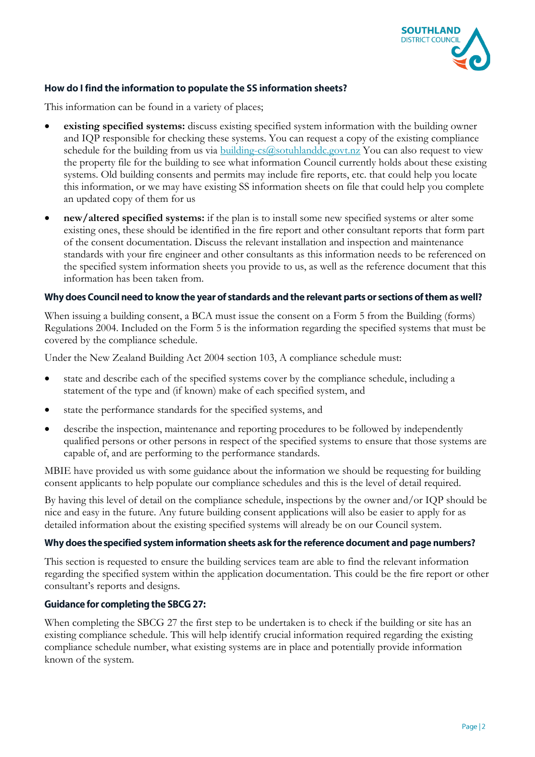### How do I find the information to populate the SS information sheets?

This information can be found in a variety of places;

- **existing specified systems:** discuss existing specified system information with the building owner and IQP responsible for checking these systems. You can request a copy of the existing compliance schedule for the building from us via building-cs@sotuhlanddc.govt.nz You can also request to view the property file for the building to see what information Council currently holds about these existing systems. Old building consents and permits may include fire reports, etc. that could help you locate this information, or we may have existing SS information sheets on file that could help you complete an updated copy of them for us
- **new/altered specified systems:** if the plan is to install some new specified systems or alter some existing ones, these should be identified in the fire report and other consultant reports that form part of the consent documentation. Discuss the relevant installation and inspection and maintenance standards with your fire engineer and other consultants as this information needs to be referenced on the specified system information sheets you provide to us, as well as the reference document that this information has been taken from.

### Why does Council need to know the year of standards and the relevant parts or sections of them as well?

When issuing a building consent, a BCA must issue the consent on a Form 5 from the Building (forms) Regulations 2004. Included on the Form 5 is the information regarding the specified systems that must be covered by the compliance schedule.

Under the New Zealand Building Act 2004 section 103, A compliance schedule must:

- state and describe each of the specified systems cover by the compliance schedule, including a statement of the type and (if known) make of each specified system, and
- state the performance standards for the specified systems, and
- describe the inspection, maintenance and reporting procedures to be followed by independently qualified persons or other persons in respect of the specified systems to ensure that those systems are capable of, and are performing to the performance standards.

MBIE have provided us with some guidance about the information we should be requesting for building consent applicants to help populate our compliance schedules and this is the level of detail required.

By having this level of detail on the compliance schedule, inspections by the owner and/or IQP should be nice and easy in the future. Any future building consent applications will also be easier to apply for as detailed information about the existing specified systems will already be on our Council system.

### Why does the specified system information sheets ask for the reference document and page numbers?

This section is requested to ensure the building services team are able to find the relevant information regarding the specified system within the application documentation. This could be the fire report or other consultant's reports and designs.

### Guidance for completing the SBCG 27:

When completing the SBCG 27 the first step to be undertaken is to check if the building or site has an existing compliance schedule. This will help identify crucial information required regarding the existing compliance schedule number, what existing systems are in place and potentially provide information known of the system.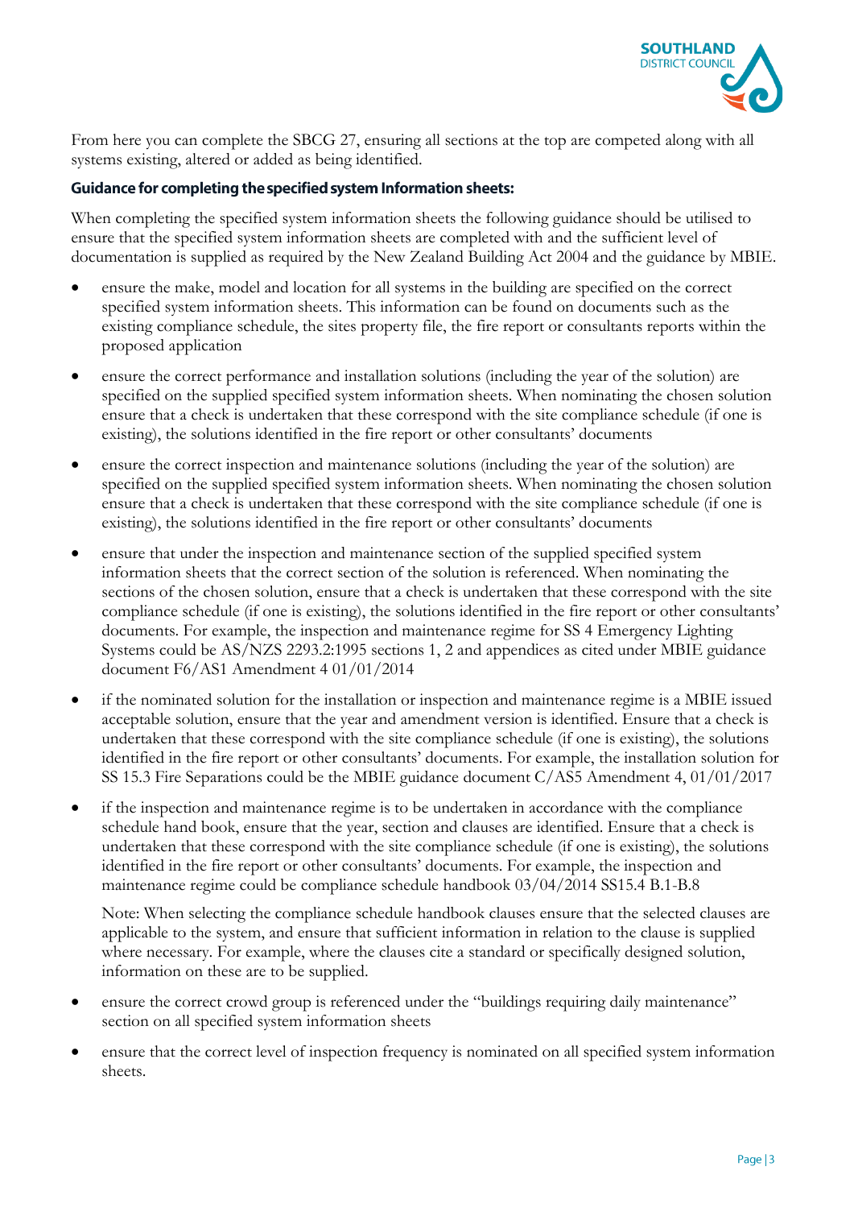From here you can complete the SBCG 27, ensuring all sections at the top are competed along with all systems existing, altered or added as being identified.

**Guidance for completing the specified system Information sheets:**

When completing the specified system information sheets the following guidance should be utilised to ensure that the specified system information sheets are completed with and the sufficient level of documentation is supplied as required by the New Zealand Building Act 2004 and the guidance by MBIE.

- ensure the make, model and location for all systems in the building are specified on the correct specified system information sheets. This information can be found on documents such as the existing compliance schedule, the sites property file, the fire report or consultants reports within the proposed application
- ensure the correct performance and installation solutions (including the year of the solution) are specified on the supplied specified system information sheets. When nominating the chosen solution ensure that a check is undertaken that these correspond with the site compliance schedule (if one is existing), the solutions identified in the fire report or other consultants' documents
- ensure the correct inspection and maintenance solutions (including the year of the solution) are specified on the supplied specified system information sheets. When nominating the chosen solution ensure that a check is undertaken that these correspond with the site compliance schedule (if one is existing), the solutions identified in the fire report or other consultants' documents
- ensure that under the inspection and maintenance section of the supplied specified system information sheets that the correct section of the solution is referenced. When nominating the sections of the chosen solution, ensure that a check is undertaken that these correspond with the site compliance schedule (if one is existing), the solutions identified in the fire report or other consultants' documents. For example, the inspection and maintenance regime for SS 4 Emergency Lighting Systems could be AS/NZS 2293.2:1995 sections 1, 2 and appendices as cited under MBIE guidance document F6/AS1 Amendment 4 01/01/2014
- if the nominated solution for the installation or inspection and maintenance regime is a MBIE issued acceptable solution, ensure that the year and amendment version is identified. Ensure that a check is undertaken that these correspond with the site compliance schedule (if one is existing), the solutions identified in the fire report or other consultants' documents. For example, the installation solution for SS 15.3 Fire Separations could be the MBIE guidance document C/AS5 Amendment 4, 01/01/2017
- if the inspection and maintenance regime is to be undertaken in accordance with the compliance schedule hand book, ensure that the year, section and clauses are identified. Ensure that a check is undertaken that these correspond with the site compliance schedule (if one is existing), the solutions identified in the fire report or other consultants' documents. For example, the inspection and maintenance regime could be compliance schedule handbook 03/04/2014 SS15.4 B.1-B.8

  Note: When selecting the compliance schedule handbook clauses ensure that the selected clauses are applicable to the system, and ensure that sufficient information in relation to the clause is supplied where necessary. For example, where the clauses cite a standard or specifically designed solution, information on these are to be supplied.
- ensure the correct crowd group is referenced under the "buildings requiring daily maintenance" section on all specified system information sheets
- ensure that the correct level of inspection frequency is nominated on all specified system information sheets.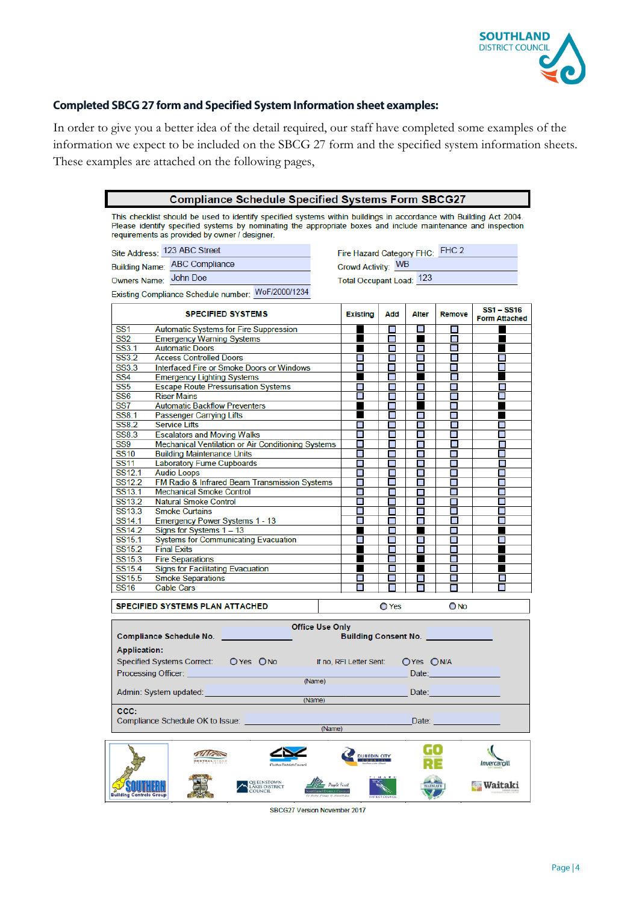### Completed SBCG 27 form and Specified System Information sheet examples:

In order to give you a better idea of the detail required, our staff have completed some examples of the information we expect to be included on the SBCG 27 form and the specified system information sheets. These examples are attached on the following pages,

## Compliance Schedule Specified Systems Form SBCG27

This checklist should be used to identify specified systems within buildings in accordance with Building Act 2004. Please identify specified systems by nominating the appropriate boxes and include maintenance and inspection requirements as provided by owner / designer.

Site Address: 123 ABC Street

Building Name: ABC Compliance

Owners Name: John Doe

Existing Compliance Schedule number: WoF/2000/1234

Fire Hazard Category FHC: FHC 2

Crowd Activity: WB

Total Occupant Load: 123

| | SPECIFIED SYSTEMS | Existing | Add | Alter | Remove | SS1 – SS16 Form Attached |
|---|---|---|---|---|---|---|
| SS1 | Automatic Systems for Fire Suppression | ■ | ☐ | ☐ | ☐ | ■ |
| SS2 | Emergency Warning Systems | ■ | ☐ | ■ | ☐ | ■ |
| SS3.1 | Automatic Doors | ■ | ☐ | ☐ | ☐ | ■ |
| SS3.2 | Access Controlled Doors | ☐ | ☐ | ☐ | ☐ | ☐ |
| SS3.3 | Interfaced Fire or Smoke Doors or Windows | ☐ | ☐ | ☐ | ☐ | ☐ |
| SS4 | Emergency Lighting Systems | ■ | ☐ | ■ | ☐ | ■ |
| SS5 | Escape Route Pressurisation Systems | ☐ | ☐ | ☐ | ☐ | ☐ |
| SS6 | Riser Mains | ☐ | ☐ | ☐ | ☐ | ☐ |
| SS7 | Automatic Backflow Preventers | ■ | ☐ | ■ | ☐ | ■ |
| SS8.1 | Passenger Carrying Lifts | ■ | ☐ | ☐ | ☐ | ■ |
| SS8.2 | Service Lifts | ☐ | ☐ | ☐ | ☐ | ☐ |
| SS8.3 | Escalators and Moving Walks | ☐ | ☐ | ☐ | ☐ | ☐ |
| SS9 | Mechanical Ventilation or Air Conditioning Systems | ☐ | ☐ | ☐ | ☐ | ☐ |
| SS10 | Building Maintenance Units | ☐ | ☐ | ☐ | ☐ | ☐ |
| SS11 | Laboratory Fume Cupboards | ☐ | ☐ | ☐ | ☐ | ☐ |
| SS12.1 | Audio Loops | ☐ | ☐ | ☐ | ☐ | ☐ |
| SS12.2 | FM Radio & Infrared Beam Transmission Systems | ☐ | ☐ | ☐ | ☐ | ☐ |
| SS13.1 | Mechanical Smoke Control | ☐ | ☐ | ☐ | ☐ | ☐ |
| SS13.2 | Natural Smoke Control | ☐ | ☐ | ☐ | ☐ | ☐ |
| SS13.3 | Smoke Curtains | ☐ | ☐ | ☐ | ☐ | ☐ |
| SS14.1 | Emergency Power Systems 1 - 13 | ☐ | ☐ | ☐ | ☐ | ☐ |
| SS14.2 | Signs for Systems 1 – 13 | ■ | ☐ | ■ | ☐ | ■ |
| SS15.1 | Systems for Communicating Evacuation | ☐ | ☐ | ☐ | ☐ | ☐ |
| SS15.2 | Final Exits | ■ | ☐ | ☐ | ☐ | ■ |
| SS15.3 | Fire Separations | ■ | ☐ | ■ | ☐ | ■ |
| SS15.4 | Signs for Facilitating Evacuation | ■ | ☐ | ■ | ☐ | ■ |
| SS15.5 | Smoke Separations | ☐ | ☐ | ☐ | ☐ | ☐ |
| SS16 | Cable Cars | ☐ | ☐ | ☐ | ☐ | ☐ |

SPECIFIED SYSTEMS PLAN ATTACHED ○ Yes ○ No

**Office Use Only**

Compliance Schedule No. ____________ Building Consent No. ____________

**Application:**

Specified Systems Correct: ○ Yes ○ No — If no, RFI Letter Sent: ○ Yes ○ N/A

Processing Officer: ____________ (Name) Date: ____________

Admin: System updated: ____________ (Name) Date: ____________

**CCC:**

Compliance Schedule OK to Issue: ____________ (Name) Date: ____________

SBCG27 Version November 2017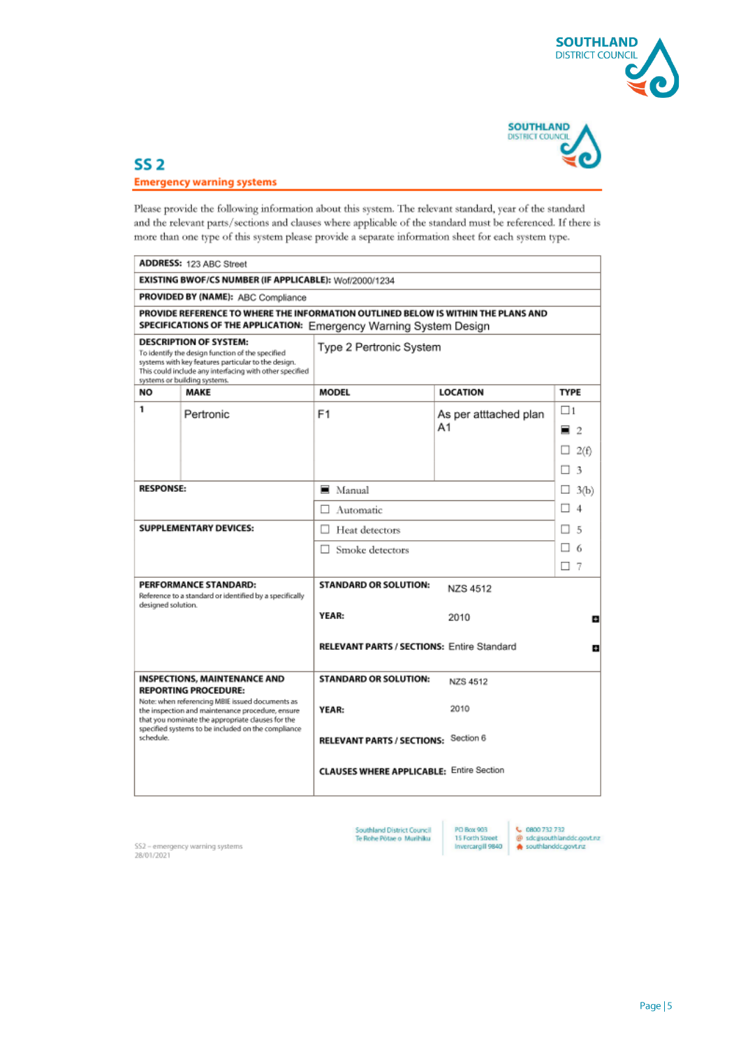## SS 2

### Emergency warning systems

Please provide the following information about this system. The relevant standard, year of the standard and the relevant parts/sections and clauses where applicable of the standard must be referenced. If there is more than one type of this system please provide a separate information sheet for each system type.

**ADDRESS:** 123 ABC Street

**EXISTING BWOF/CS NUMBER (IF APPLICABLE):** Wof/2000/1234

**PROVIDED BY (NAME):** ABC Compliance

**PROVIDE REFERENCE TO WHERE THE INFORMATION OUTLINED BELOW IS WITHIN THE PLANS AND SPECIFICATIONS OF THE APPLICATION:** Emergency Warning System Design

**DESCRIPTION OF SYSTEM:** To identify the design function of the specified systems with key features particular to the design. This could include any interfacing with other specified systems or building systems.

Type 2 Pertronic System

| NO | MAKE | MODEL | LOCATION | TYPE |
|---|---|---|---|---|
| 1 | Pertronic | F1 | As per atttached plan A1 | ☐ 1<br>■ 2<br>☐ 2(f)<br>☐ 3 |
| **RESPONSE:** | | ■ Manual<br>☐ Automatic | | ☐ 3(b)<br>☐ 4 |
| **SUPPLEMENTARY DEVICES:** | | ☐ Heat detectors<br>☐ Smoke detectors | | ☐ 5<br>☐ 6<br>☐ 7 |

**PERFORMANCE STANDARD:** Reference to a standard or identified by a specifically designed solution.

- **STANDARD OR SOLUTION:** NZS 4512
- **YEAR:** 2010
- **RELEVANT PARTS / SECTIONS:** Entire Standard

**INSPECTIONS, MAINTENANCE AND REPORTING PROCEDURE:** Note: when referencing MBIE issued documents as the inspection and maintenance procedure, ensure that you nominate the appropriate clauses for the specified systems to be included on the compliance schedule.

- **STANDARD OR SOLUTION:** NZS 4512
- **YEAR:** 2010
- **RELEVANT PARTS / SECTIONS:** Section 6
- **CLAUSES WHERE APPLICABLE:** Entire Section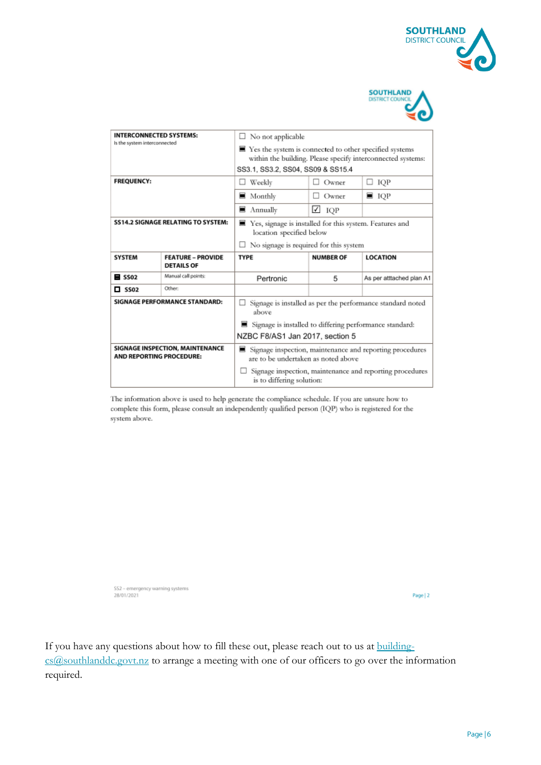| | | | |
|---|---|---|---|
| **INTERCONNECTED SYSTEMS:** Is the system interconnected | ☐ No not applicable<br>■ Yes the system is connected to other specified systems within the building. Please specify interconnected systems: SS3.1, SS3.2, SS04, SS09 & SS15.4 | | |
| **FREQUENCY:** | ☐ Weekly | ☐ Owner | ☐ IQP |
| | ■ Monthly | ☐ Owner | ■ IQP |
| | ■ Annually | ☑ IQP | |
| **SS14.2 SIGNAGE RELATING TO SYSTEM:** | ■ Yes, signage is installed for this system. Features and location specified below<br>☐ No signage is required for this system | | |

| SYSTEM | FEATURE – PROVIDE DETAILS OF | TYPE | NUMBER OF | LOCATION |
|---|---|---|---|---|
| ■ SS02 | Manual call points: | Pertronic | 5 | As per atttached plan A1 |
| ☐ SS02 | Other: | | | |

| | |
|---|---|
| **SIGNAGE PERFORMANCE STANDARD:** | ☐ Signage is installed as per the performance standard noted above<br>■ Signage is installed to differing performance standard: NZBC F8/AS1 Jan 2017, section 5 |
| **SIGNAGE INSPECTION, MAINTENANCE AND REPORTING PROCEDURE:** | ■ Signage inspection, maintenance and reporting procedures are to be undertaken as noted above<br>☐ Signage inspection, maintenance and reporting procedures is to differing solution: |

The information above is used to help generate the compliance schedule. If you are unsure how to complete this form, please consult an independently qualified person (IQP) who is registered for the system above.

SS2 – emergency warning systems
28/01/2021

If you have any questions about how to fill these out, please reach out to us at [building-cs@southlanddc.govt.nz](mailto:building-cs@southlanddc.govt.nz) to arrange a meeting with one of our officers to go over the information required.